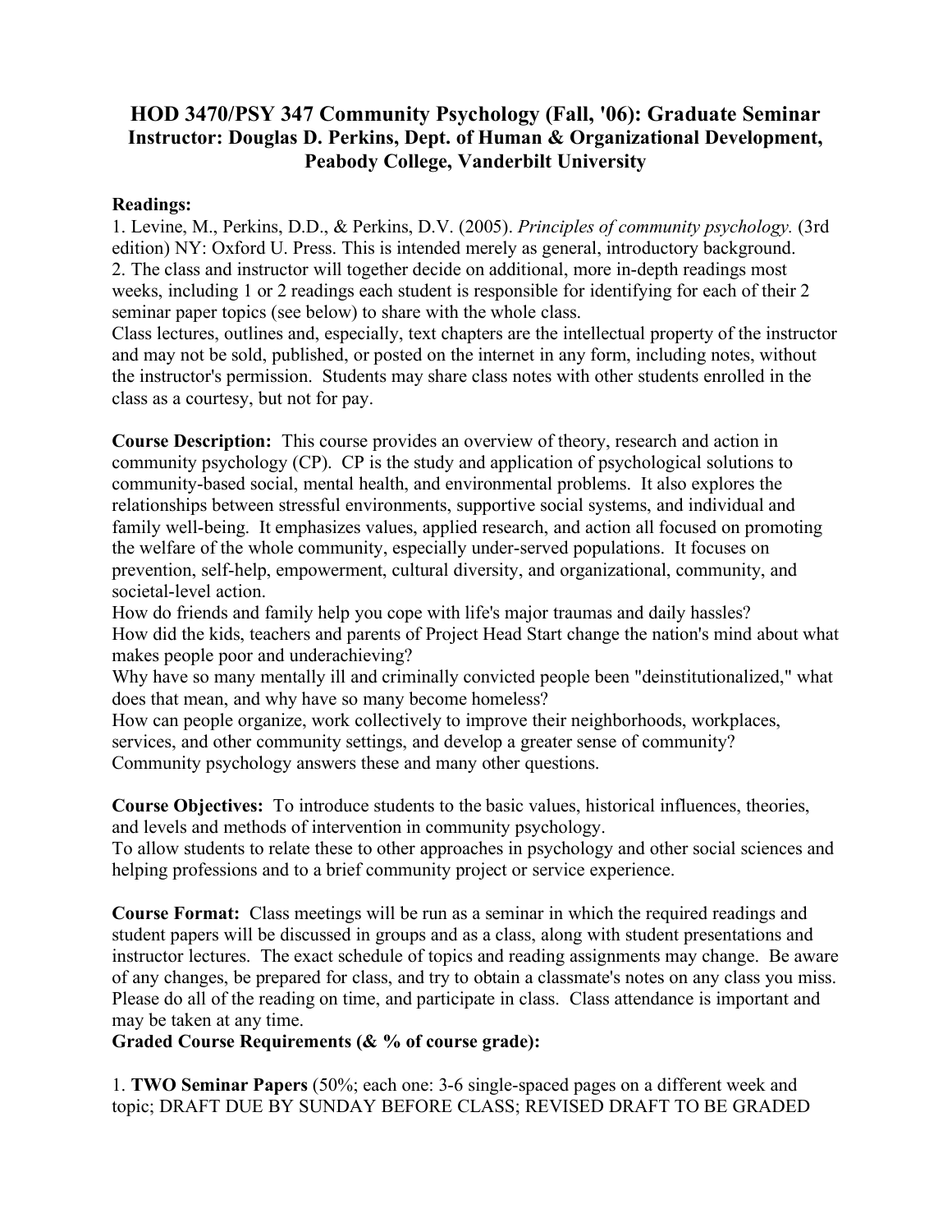# HOD 3470/PSY 347 Community Psychology (Fall, '06): Graduate Seminar
## Instructor: Douglas D. Perkins, Dept. of Human & Organizational Development, Peabody College, Vanderbilt University

**Readings:**
1. Levine, M., Perkins, D.D., & Perkins, D.V. (2005). *Principles of community psychology.* (3rd edition) NY: Oxford U. Press. This is intended merely as general, introductory background.
2. The class and instructor will together decide on additional, more in-depth readings most weeks, including 1 or 2 readings each student is responsible for identifying for each of their 2 seminar paper topics (see below) to share with the whole class.

Class lectures, outlines and, especially, text chapters are the intellectual property of the instructor and may not be sold, published, or posted on the internet in any form, including notes, without the instructor's permission. Students may share class notes with other students enrolled in the class as a courtesy, but not for pay.

**Course Description:** This course provides an overview of theory, research and action in community psychology (CP). CP is the study and application of psychological solutions to community-based social, mental health, and environmental problems. It also explores the relationships between stressful environments, supportive social systems, and individual and family well-being. It emphasizes values, applied research, and action all focused on promoting the welfare of the whole community, especially under-served populations. It focuses on prevention, self-help, empowerment, cultural diversity, and organizational, community, and societal-level action.

How do friends and family help you cope with life's major traumas and daily hassles?

How did the kids, teachers and parents of Project Head Start change the nation's mind about what makes people poor and underachieving?

Why have so many mentally ill and criminally convicted people been "deinstitutionalized," what does that mean, and why have so many become homeless?

How can people organize, work collectively to improve their neighborhoods, workplaces, services, and other community settings, and develop a greater sense of community?

Community psychology answers these and many other questions.

**Course Objectives:** To introduce students to the basic values, historical influences, theories, and levels and methods of intervention in community psychology.

To allow students to relate these to other approaches in psychology and other social sciences and helping professions and to a brief community project or service experience.

**Course Format:** Class meetings will be run as a seminar in which the required readings and student papers will be discussed in groups and as a class, along with student presentations and instructor lectures. The exact schedule of topics and reading assignments may change. Be aware of any changes, be prepared for class, and try to obtain a classmate's notes on any class you miss. Please do all of the reading on time, and participate in class. Class attendance is important and may be taken at any time.

**Graded Course Requirements (& % of course grade):**

1. **TWO Seminar Papers** (50%; each one: 3-6 single-spaced pages on a different week and topic; DRAFT DUE BY SUNDAY BEFORE CLASS; REVISED DRAFT TO BE GRADED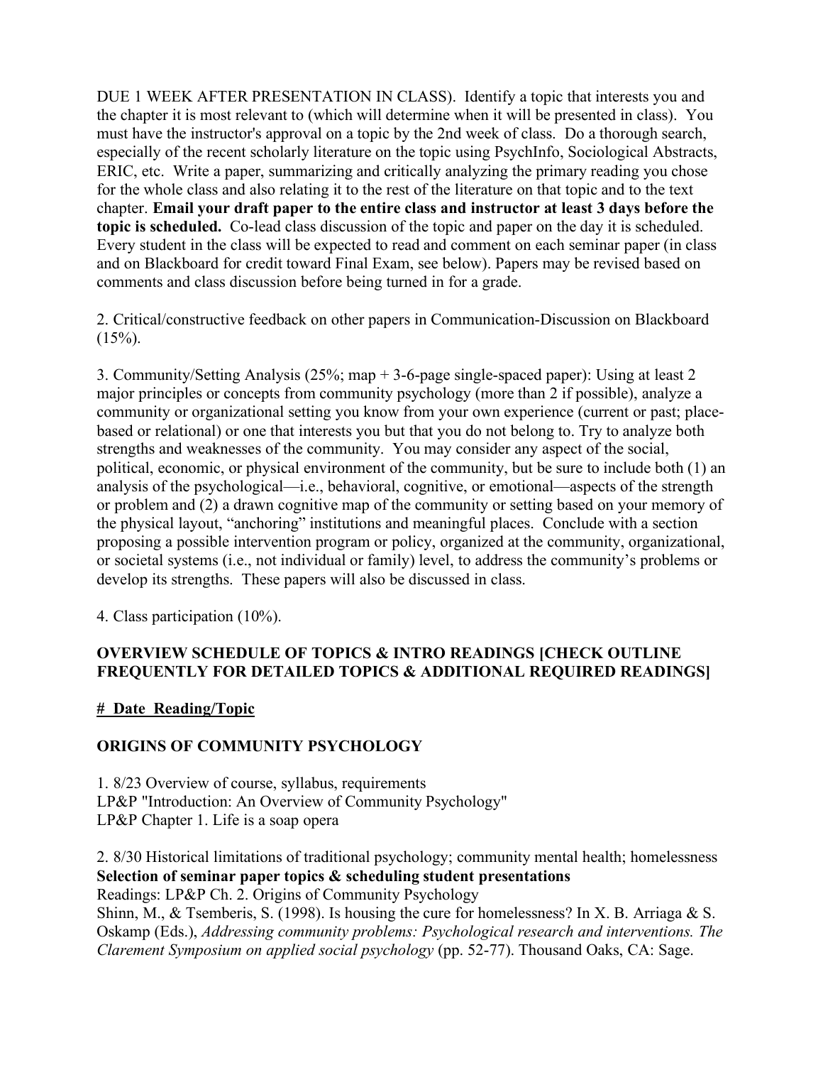DUE 1 WEEK AFTER PRESENTATION IN CLASS). Identify a topic that interests you and the chapter it is most relevant to (which will determine when it will be presented in class). You must have the instructor's approval on a topic by the 2nd week of class. Do a thorough search, especially of the recent scholarly literature on the topic using PsychInfo, Sociological Abstracts, ERIC, etc. Write a paper, summarizing and critically analyzing the primary reading you chose for the whole class and also relating it to the rest of the literature on that topic and to the text chapter. **Email your draft paper to the entire class and instructor at least 3 days before the topic is scheduled.** Co-lead class discussion of the topic and paper on the day it is scheduled. Every student in the class will be expected to read and comment on each seminar paper (in class and on Blackboard for credit toward Final Exam, see below). Papers may be revised based on comments and class discussion before being turned in for a grade.

2. Critical/constructive feedback on other papers in Communication-Discussion on Blackboard (15%).

3. Community/Setting Analysis (25%; map + 3-6-page single-spaced paper): Using at least 2 major principles or concepts from community psychology (more than 2 if possible), analyze a community or organizational setting you know from your own experience (current or past; place-based or relational) or one that interests you but that you do not belong to. Try to analyze both strengths and weaknesses of the community. You may consider any aspect of the social, political, economic, or physical environment of the community, but be sure to include both (1) an analysis of the psychological—i.e., behavioral, cognitive, or emotional—aspects of the strength or problem and (2) a drawn cognitive map of the community or setting based on your memory of the physical layout, "anchoring" institutions and meaningful places. Conclude with a section proposing a possible intervention program or policy, organized at the community, organizational, or societal systems (i.e., not individual or family) level, to address the community's problems or develop its strengths. These papers will also be discussed in class.

4. Class participation (10%).

**OVERVIEW SCHEDULE OF TOPICS & INTRO READINGS [CHECK OUTLINE FREQUENTLY FOR DETAILED TOPICS & ADDITIONAL REQUIRED READINGS]**

**<u># Date Reading/Topic</u>**

**ORIGINS OF COMMUNITY PSYCHOLOGY**

1. 8/23 Overview of course, syllabus, requirements
LP&P "Introduction: An Overview of Community Psychology"
LP&P Chapter 1. Life is a soap opera

2. 8/30 Historical limitations of traditional psychology; community mental health; homelessness
**Selection of seminar paper topics & scheduling student presentations**
Readings: LP&P Ch. 2. Origins of Community Psychology
Shinn, M., & Tsemberis, S. (1998). Is housing the cure for homelessness? In X. B. Arriaga & S. Oskamp (Eds.), *Addressing community problems: Psychological research and interventions. The Clarement Symposium on applied social psychology* (pp. 52-77). Thousand Oaks, CA: Sage.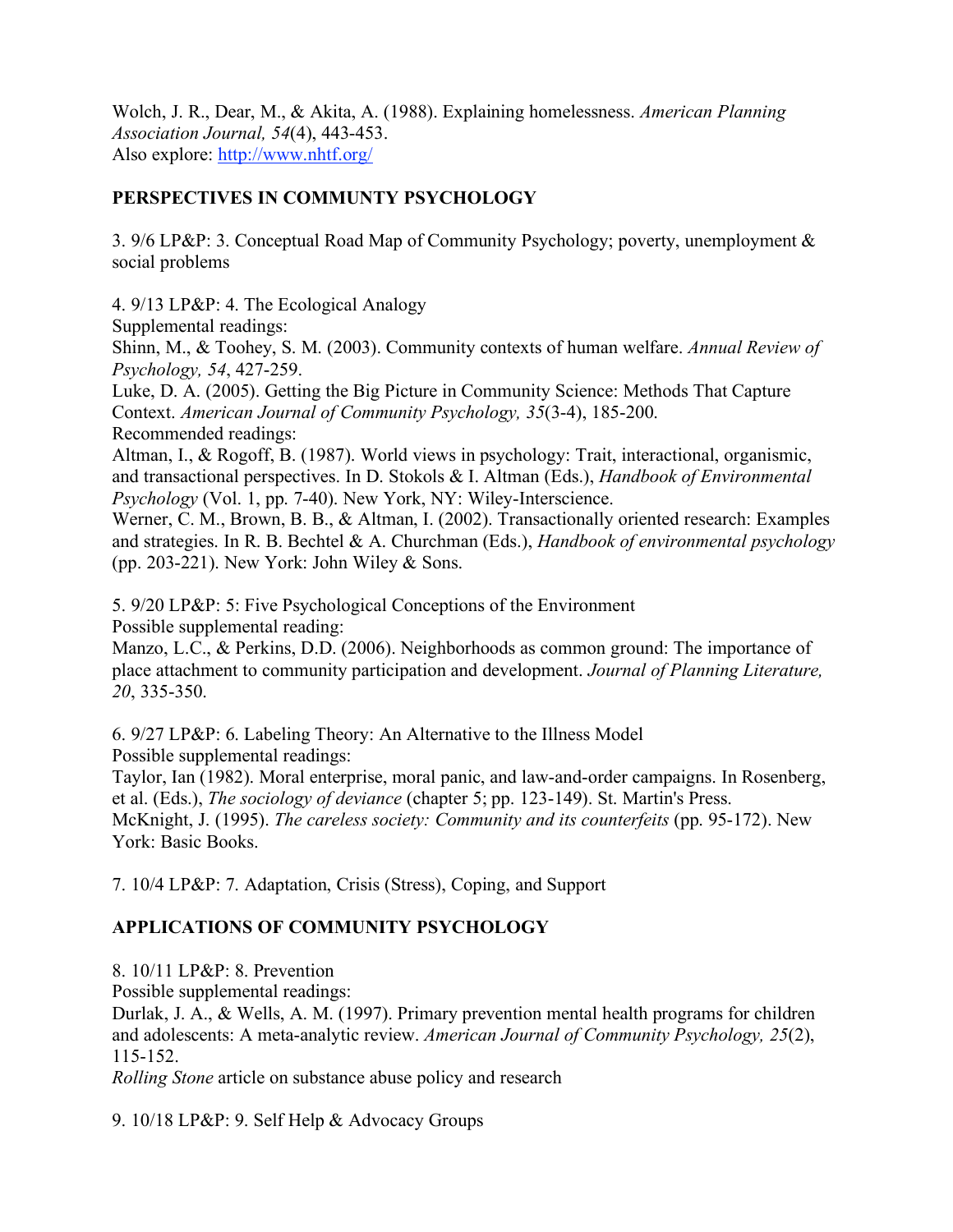Wolch, J. R., Dear, M., & Akita, A. (1988). Explaining homelessness. *American Planning Association Journal, 54*(4), 443-453.
Also explore: [http://www.nhtf.org/](http://www.nhtf.org/)

## PERSPECTIVES IN COMMUNTY PSYCHOLOGY

3. 9/6 LP&P: 3. Conceptual Road Map of Community Psychology; poverty, unemployment & social problems

4. 9/13 LP&P: 4. The Ecological Analogy
Supplemental readings:
Shinn, M., & Toohey, S. M. (2003). Community contexts of human welfare. *Annual Review of Psychology, 54*, 427-259.
Luke, D. A. (2005). Getting the Big Picture in Community Science: Methods That Capture Context. *American Journal of Community Psychology, 35*(3-4), 185-200.
Recommended readings:
Altman, I., & Rogoff, B. (1987). World views in psychology: Trait, interactional, organismic, and transactional perspectives. In D. Stokols & I. Altman (Eds.), *Handbook of Environmental Psychology* (Vol. 1, pp. 7-40). New York, NY: Wiley-Interscience.
Werner, C. M., Brown, B. B., & Altman, I. (2002). Transactionally oriented research: Examples and strategies. In R. B. Bechtel & A. Churchman (Eds.), *Handbook of environmental psychology* (pp. 203-221). New York: John Wiley & Sons.

5. 9/20 LP&P: 5: Five Psychological Conceptions of the Environment
Possible supplemental reading:
Manzo, L.C., & Perkins, D.D. (2006). Neighborhoods as common ground: The importance of place attachment to community participation and development. *Journal of Planning Literature, 20*, 335-350.

6. 9/27 LP&P: 6. Labeling Theory: An Alternative to the Illness Model
Possible supplemental readings:
Taylor, Ian (1982). Moral enterprise, moral panic, and law-and-order campaigns. In Rosenberg, et al. (Eds.), *The sociology of deviance* (chapter 5; pp. 123-149). St. Martin's Press.
McKnight, J. (1995). *The careless society: Community and its counterfeits* (pp. 95-172). New York: Basic Books.

7. 10/4 LP&P: 7. Adaptation, Crisis (Stress), Coping, and Support

## APPLICATIONS OF COMMUNITY PSYCHOLOGY

8. 10/11 LP&P: 8. Prevention
Possible supplemental readings:
Durlak, J. A., & Wells, A. M. (1997). Primary prevention mental health programs for children and adolescents: A meta-analytic review. *American Journal of Community Psychology, 25*(2), 115-152.
*Rolling Stone* article on substance abuse policy and research

9. 10/18 LP&P: 9. Self Help & Advocacy Groups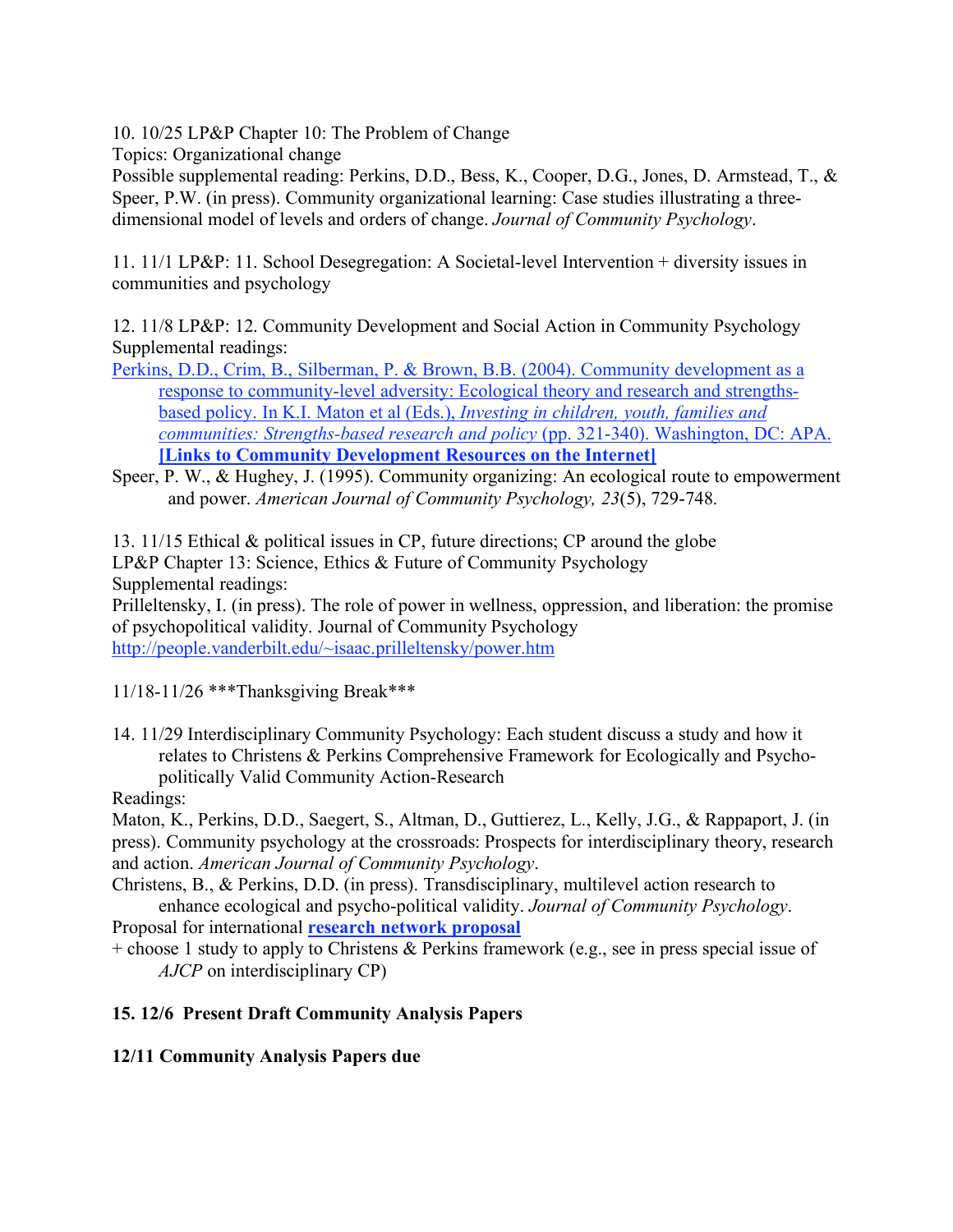10. 10/25 LP&P Chapter 10: The Problem of Change
Topics: Organizational change
Possible supplemental reading: Perkins, D.D., Bess, K., Cooper, D.G., Jones, D. Armstead, T., & Speer, P.W. (in press). Community organizational learning: Case studies illustrating a three-dimensional model of levels and orders of change. *Journal of Community Psychology*.

11. 11/1 LP&P: 11. School Desegregation: A Societal-level Intervention + diversity issues in communities and psychology

12. 11/8 LP&P: 12. Community Development and Social Action in Community Psychology
Supplemental readings:

Perkins, D.D., Crim, B., Silberman, P. & Brown, B.B. (2004). Community development as a response to community-level adversity: Ecological theory and research and strengths-based policy. In K.I. Maton et al (Eds.), *Investing in children, youth, families and communities: Strengths-based research and policy* (pp. 321-340). Washington, DC: APA. **[Links to Community Development Resources on the Internet]**

Speer, P. W., & Hughey, J. (1995). Community organizing: An ecological route to empowerment and power. *American Journal of Community Psychology, 23*(5), 729-748.

13. 11/15 Ethical & political issues in CP, future directions; CP around the globe
LP&P Chapter 13: Science, Ethics & Future of Community Psychology
Supplemental readings:
Prilleltensky, I. (in press). The role of power in wellness, oppression, and liberation: the promise of psychopolitical validity. Journal of Community Psychology
http://people.vanderbilt.edu/~isaac.prilleltensky/power.htm

11/18-11/26 ***Thanksgiving Break***

14. 11/29 Interdisciplinary Community Psychology: Each student discuss a study and how it relates to Christens & Perkins Comprehensive Framework for Ecologically and Psycho-politically Valid Community Action-Research

Readings:

Maton, K., Perkins, D.D., Saegert, S., Altman, D., Guttierez, L., Kelly, J.G., & Rappaport, J. (in press). Community psychology at the crossroads: Prospects for interdisciplinary theory, research and action. *American Journal of Community Psychology*.

Christens, B., & Perkins, D.D. (in press). Transdisciplinary, multilevel action research to enhance ecological and psycho-political validity. *Journal of Community Psychology*.

Proposal for international **research network proposal**

+ choose 1 study to apply to Christens & Perkins framework (e.g., see in press special issue of *AJCP* on interdisciplinary CP)

**15. 12/6 Present Draft Community Analysis Papers**

**12/11 Community Analysis Papers due**